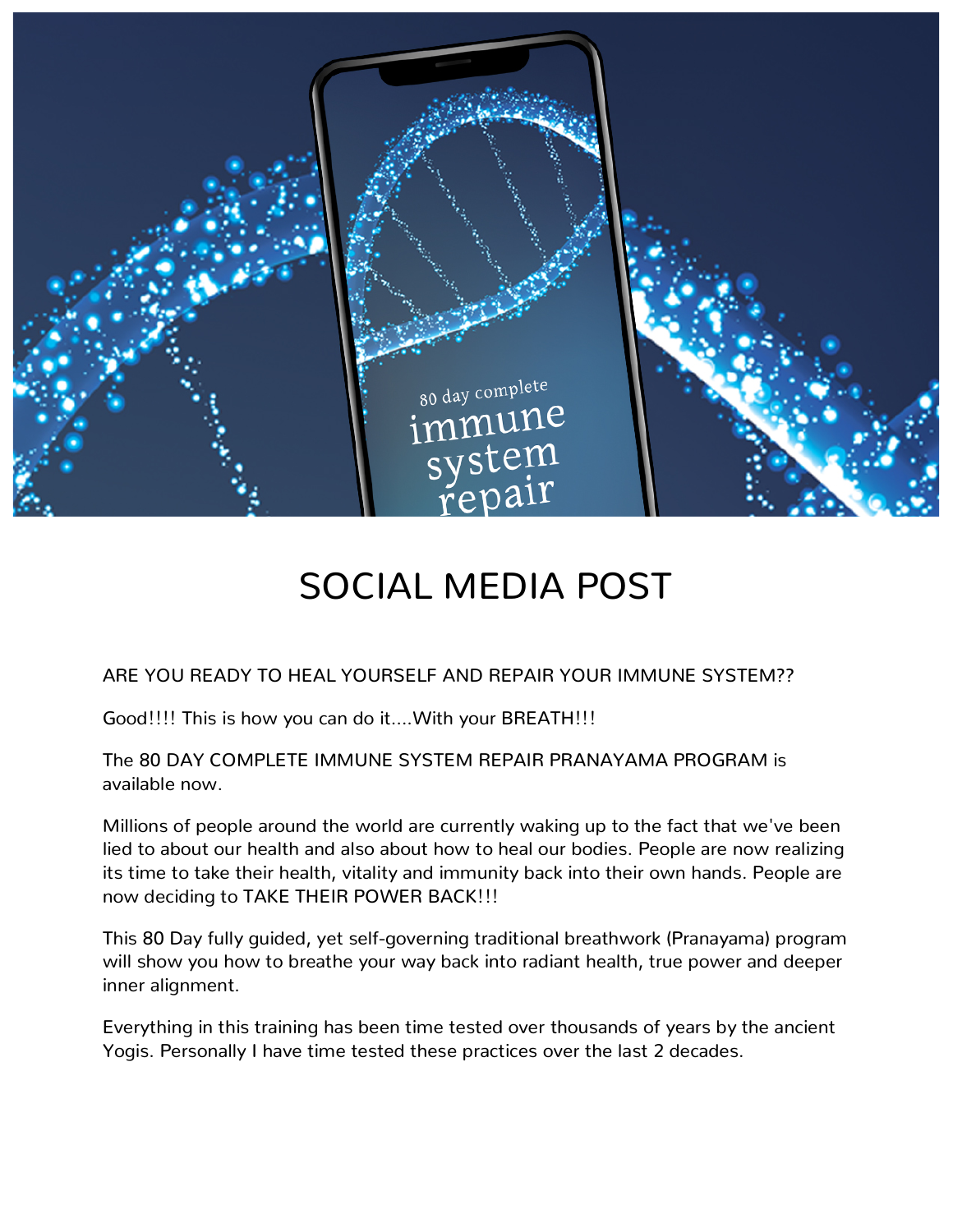# SOCIAL MEDIA POST

ARE YOU READY TO HEAL YOURSELF AND REPAIR YOUR IMMUNE SYSTEM??

Good!!!! This is how you can do it....With your BREATH!!!

The 80 DAY COMPLETE IMMUNE SYSTEM REPAIR PRANAYAMA PROGRAM is available now.

Millions of people around the world are currently waking up to the fact that we've been lied to about our health and also about how to heal our bodies. People are now realizing its time to take their health, vitality and immunity back into their own hands. People are now deciding to TAKE THEIR POWER BACK!!!

This 80 Day fully guided, yet self-governing traditional breathwork (Pranayama) program will show you how to breathe your way back into radiant health, true power and deeper inner alignment.

Everything in this training has been time tested over thousands of years by the ancient Yogis. Personally I have time tested these practices over the last 2 decades.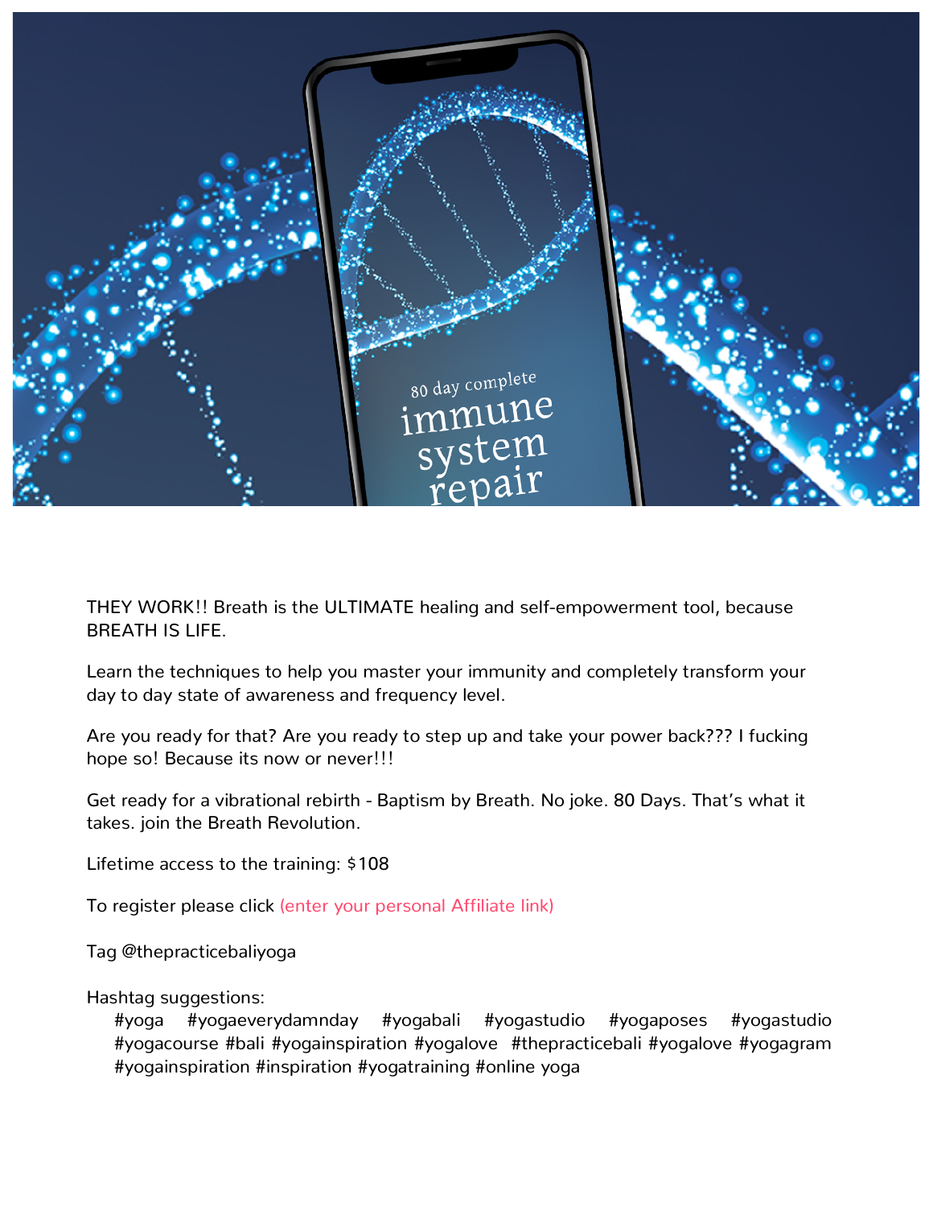THEY WORK!! Breath is the ULTIMATE healing and self-empowerment tool, because BREATH IS LIFE.

Learn the techniques to help you master your immunity and completely transform your day to day state of awareness and frequency level.

Are you ready for that? Are you ready to step up and take your power back??? I fucking hope so! Because its now or never!!!

Get ready for a vibrational rebirth - Baptism by Breath. No joke. 80 Days. That's what it takes. join the Breath Revolution.

Lifetime access to the training: $108

To register please click (enter your personal Affiliate link)

Tag @thepracticebaliyoga

Hashtag suggestions:

#yoga #yogaeverydamnday #yogabali #yogastudio #yogaposes #yogastudio #yogacourse #bali #yogainspiration #yogalove #thepracticebali #yogalove #yogagram #yogainspiration #inspiration #yogatraining #online yoga